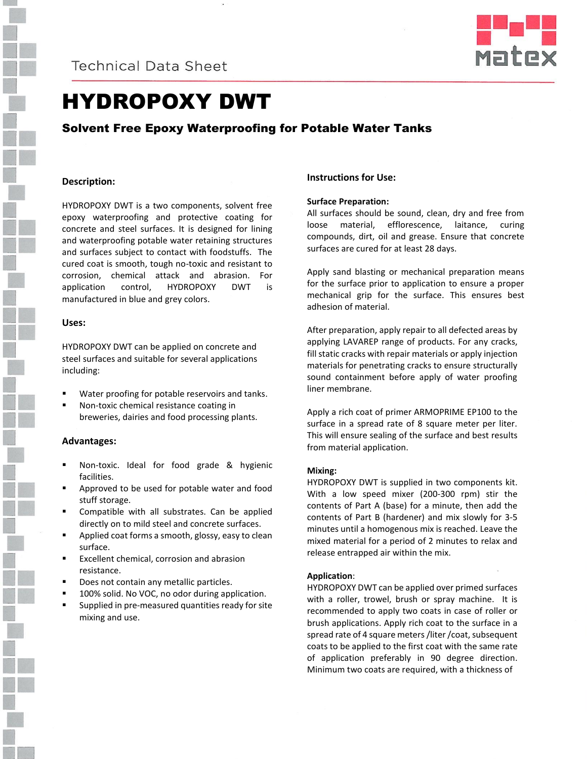Technical Data Sheet

# HYDROPOXY DWT

## Solvent Free Epoxy Waterproofing for Potable Water Tanks

### Description:

HYDROPOXY DWT is a two components, solvent free epoxy waterproofing and protective coating for concrete and steel surfaces. It is designed for lining and waterproofing potable water retaining structures and surfaces subject to contact with foodstuffs. The cured coat is smooth, tough no-toxic and resistant to corrosion, chemical attack and abrasion. For application control, HYDROPOXY DWT is manufactured in blue and grey colors.

### Uses:

HYDROPOXY DWT can be applied on concrete and steel surfaces and suitable for several applications including:

- Water proofing for potable reservoirs and tanks.
- Non-toxic chemical resistance coating in breweries, dairies and food processing plants.

### Advantages:

- Non-toxic. Ideal for food grade & hygienic facilities.
- Approved to be used for potable water and food stuff storage.
- Compatible with all substrates. Can be applied directly on to mild steel and concrete surfaces.
- Applied coat forms a smooth, glossy, easy to clean surface.
- Excellent chemical, corrosion and abrasion resistance.
- Does not contain any metallic particles.
- 100% solid. No VOC, no odor during application.
- Supplied in pre-measured quantities ready for site mixing and use.

### Instructions for Use:

**Surface Preparation:**
All surfaces should be sound, clean, dry and free from loose material, efflorescence, laitance, curing compounds, dirt, oil and grease. Ensure that concrete surfaces are cured for at least 28 days.

Apply sand blasting or mechanical preparation means for the surface prior to application to ensure a proper mechanical grip for the surface. This ensures best adhesion of material.

After preparation, apply repair to all defected areas by applying LAVAREP range of products. For any cracks, fill static cracks with repair materials or apply injection materials for penetrating cracks to ensure structurally sound containment before apply of water proofing liner membrane.

Apply a rich coat of primer ARMOPRIME EP100 to the surface in a spread rate of 8 square meter per liter. This will ensure sealing of the surface and best results from material application.

**Mixing:**
HYDROPOXY DWT is supplied in two components kit. With a low speed mixer (200-300 rpm) stir the contents of Part A (base) for a minute, then add the contents of Part B (hardener) and mix slowly for 3-5 minutes until a homogenous mix is reached. Leave the mixed material for a period of 2 minutes to relax and release entrapped air within the mix.

**Application**:
HYDROPOXY DWT can be applied over primed surfaces with a roller, trowel, brush or spray machine. It is recommended to apply two coats in case of roller or brush applications. Apply rich coat to the surface in a spread rate of 4 square meters /liter /coat, subsequent coats to be applied to the first coat with the same rate of application preferably in 90 degree direction. Minimum two coats are required, with a thickness of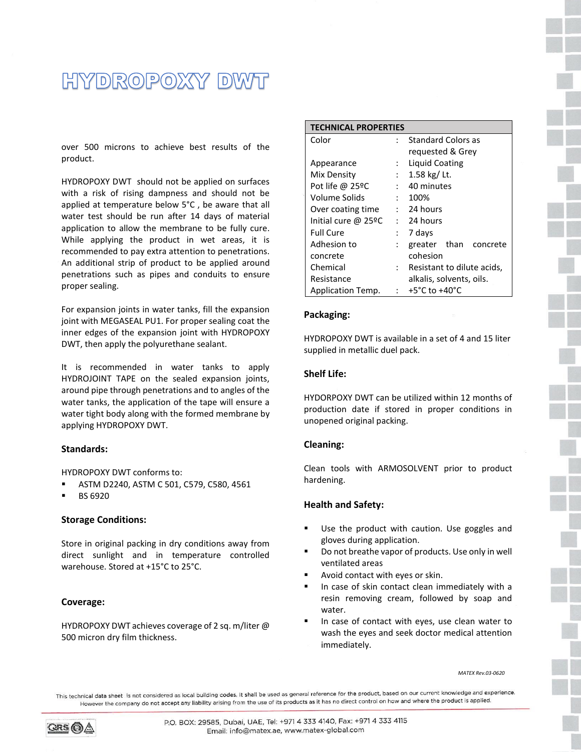# HYDROPOXY DWT

over 500 microns to achieve best results of the product.

HYDROPOXY DWT should not be applied on surfaces with a risk of rising dampness and should not be applied at temperature below 5°C , be aware that all water test should be run after 14 days of material application to allow the membrane to be fully cure. While applying the product in wet areas, it is recommended to pay extra attention to penetrations. An additional strip of product to be applied around penetrations such as pipes and conduits to ensure proper sealing.

For expansion joints in water tanks, fill the expansion joint with MEGASEAL PU1. For proper sealing coat the inner edges of the expansion joint with HYDROPOXY DWT, then apply the polyurethane sealant.

It is recommended in water tanks to apply HYDROJOINT TAPE on the sealed expansion joints, around pipe through penetrations and to angles of the water tanks, the application of the tape will ensure a water tight body along with the formed membrane by applying HYDROPOXY DWT.

## Standards:

HYDROPOXY DWT conforms to:

- ASTM D2240, ASTM C 501, C579, C580, 4561
- BS 6920

## Storage Conditions:

Store in original packing in dry conditions away from direct sunlight and in temperature controlled warehouse. Stored at +15°C to 25°C.

## Coverage:

HYDROPOXY DWT achieves coverage of 2 sq. m/liter @ 500 micron dry film thickness.

| TECHNICAL PROPERTIES | | |
|---|---|---|
| Color | : | Standard Colors as requested & Grey |
| Appearance | : | Liquid Coating |
| Mix Density | : | 1.58 kg/ Lt. |
| Pot life @ 25ºC | : | 40 minutes |
| Volume Solids | : | 100% |
| Over coating time | : | 24 hours |
| Initial cure @ 25ºC | : | 24 hours |
| Full Cure | : | 7 days |
| Adhesion to concrete | : | greater than concrete cohesion |
| Chemical Resistance | : | Resistant to dilute acids, alkalis, solvents, oils. |
| Application Temp. | : | +5°C to +40°C |

## Packaging:

HYDROPOXY DWT is available in a set of 4 and 15 liter supplied in metallic duel pack.

## Shelf Life:

HYDORPOXY DWT can be utilized within 12 months of production date if stored in proper conditions in unopened original packing.

## Cleaning:

Clean tools with ARMOSOLVENT prior to product hardening.

## Health and Safety:

- Use the product with caution. Use goggles and gloves during application.
- Do not breathe vapor of products. Use only in well ventilated areas
- Avoid contact with eyes or skin.
- In case of skin contact clean immediately with a resin removing cream, followed by soap and water.
- In case of contact with eyes, use clean water to wash the eyes and seek doctor medical attention immediately.

*MATEX Rev.03-0620*

This technical data sheet is not considered as local building codes. It shall be used as general reference for the product, based on our current knowledge and experience. However the company do not accept any liability arising from the use of its products as it has no direct control on how and where the product is applied.

P.O. BOX: 29585, Dubai, UAE, Tel: +971 4 333 4140, Fax: +971 4 333 4115
Email: info@matex.ae, www.matex-global.com